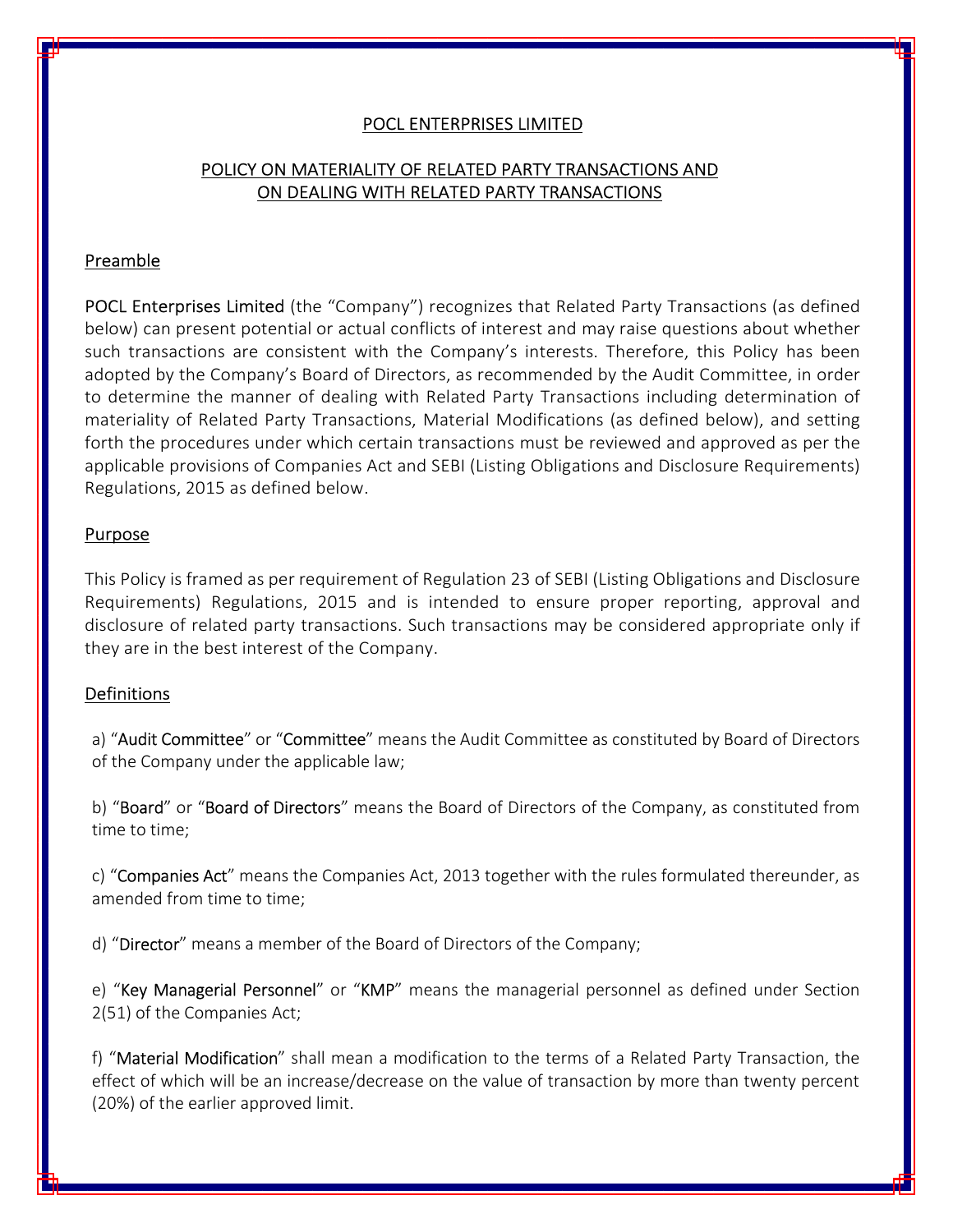# POCL ENTERPRISES LIMITED

## POLICY ON MATERIALITY OF RELATED PARTY TRANSACTIONS AND ON DEALING WITH RELATED PARTY TRANSACTIONS

### Preamble

POCL Enterprises Limited (the "Company") recognizes that Related Party Transactions (as defined below) can present potential or actual conflicts of interest and may raise questions about whether such transactions are consistent with the Company's interests. Therefore, this Policy has been adopted by the Company's Board of Directors, as recommended by the Audit Committee, in order to determine the manner of dealing with Related Party Transactions including determination of materiality of Related Party Transactions, Material Modifications (as defined below), and setting forth the procedures under which certain transactions must be reviewed and approved as per the applicable provisions of Companies Act and SEBI (Listing Obligations and Disclosure Requirements) Regulations, 2015 as defined below.

### Purpose

This Policy is framed as per requirement of Regulation 23 of SEBI (Listing Obligations and Disclosure Requirements) Regulations, 2015 and is intended to ensure proper reporting, approval and disclosure of related party transactions. Such transactions may be considered appropriate only if they are in the best interest of the Company.

### Definitions

a) "Audit Committee" or "Committee" means the Audit Committee as constituted by Board of Directors of the Company under the applicable law;

b) "Board" or "Board of Directors" means the Board of Directors of the Company, as constituted from time to time;

c) "Companies Act" means the Companies Act, 2013 together with the rules formulated thereunder, as amended from time to time;

d) "Director" means a member of the Board of Directors of the Company;

e) "Key Managerial Personnel" or "KMP" means the managerial personnel as defined under Section 2(51) of the Companies Act;

f) "Material Modification" shall mean a modification to the terms of a Related Party Transaction, the effect of which will be an increase/decrease on the value of transaction by more than twenty percent (20%) of the earlier approved limit.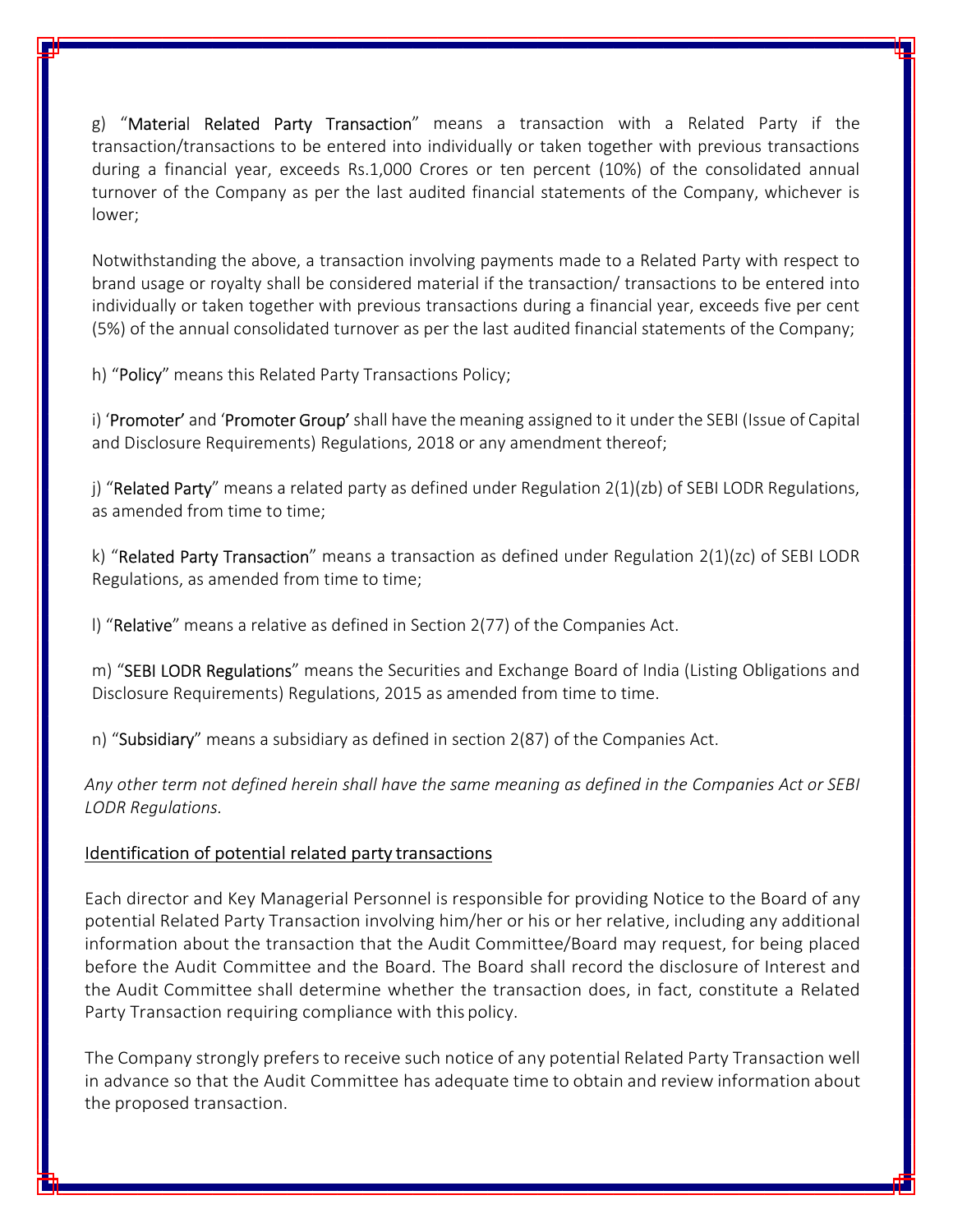g) "**Material Related Party Transaction**" means a transaction with a Related Party if the transaction/transactions to be entered into individually or taken together with previous transactions during a financial year, exceeds Rs.1,000 Crores or ten percent (10%) of the consolidated annual turnover of the Company as per the last audited financial statements of the Company, whichever is lower;

Notwithstanding the above, a transaction involving payments made to a Related Party with respect to brand usage or royalty shall be considered material if the transaction/ transactions to be entered into individually or taken together with previous transactions during a financial year, exceeds five per cent (5%) of the annual consolidated turnover as per the last audited financial statements of the Company;

h) "**Policy**" means this Related Party Transactions Policy;

i) '**Promoter**' and '**Promoter Group**' shall have the meaning assigned to it under the SEBI (Issue of Capital and Disclosure Requirements) Regulations, 2018 or any amendment thereof;

j) "**Related Party**" means a related party as defined under Regulation 2(1)(zb) of SEBI LODR Regulations, as amended from time to time;

k) "**Related Party Transaction**" means a transaction as defined under Regulation 2(1)(zc) of SEBI LODR Regulations, as amended from time to time;

l) "**Relative**" means a relative as defined in Section 2(77) of the Companies Act.

m) "**SEBI LODR Regulations**" means the Securities and Exchange Board of India (Listing Obligations and Disclosure Requirements) Regulations, 2015 as amended from time to time.

n) "**Subsidiary**" means a subsidiary as defined in section 2(87) of the Companies Act.

*Any other term not defined herein shall have the same meaning as defined in the Companies Act or SEBI LODR Regulations.*

## Identification of potential related party transactions

Each director and Key Managerial Personnel is responsible for providing Notice to the Board of any potential Related Party Transaction involving him/her or his or her relative, including any additional information about the transaction that the Audit Committee/Board may request, for being placed before the Audit Committee and the Board. The Board shall record the disclosure of Interest and the Audit Committee shall determine whether the transaction does, in fact, constitute a Related Party Transaction requiring compliance with this policy.

The Company strongly prefers to receive such notice of any potential Related Party Transaction well in advance so that the Audit Committee has adequate time to obtain and review information about the proposed transaction.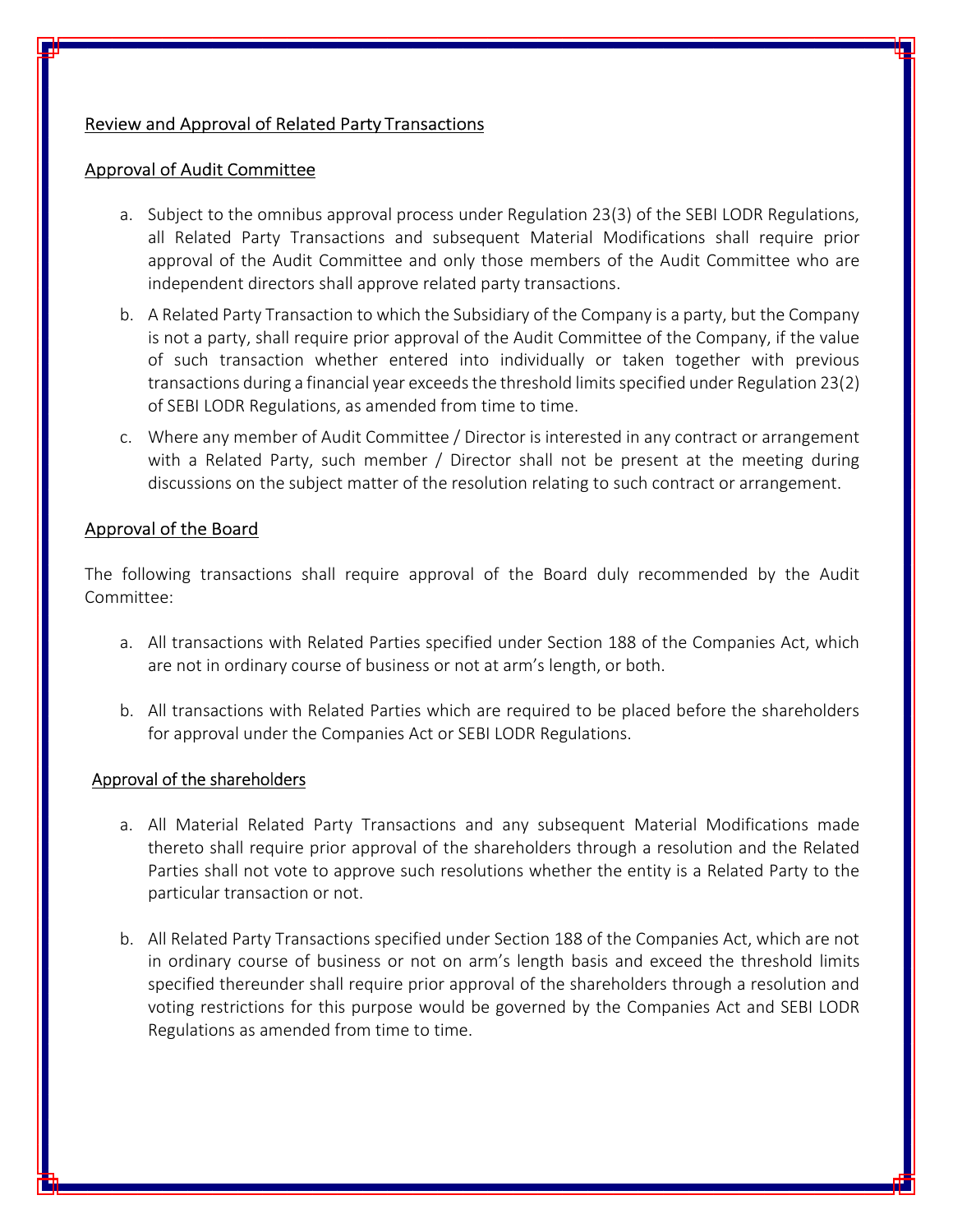## Review and Approval of Related Party Transactions

### Approval of Audit Committee

a. Subject to the omnibus approval process under Regulation 23(3) of the SEBI LODR Regulations, all Related Party Transactions and subsequent Material Modifications shall require prior approval of the Audit Committee and only those members of the Audit Committee who are independent directors shall approve related party transactions.

b. A Related Party Transaction to which the Subsidiary of the Company is a party, but the Company is not a party, shall require prior approval of the Audit Committee of the Company, if the value of such transaction whether entered into individually or taken together with previous transactions during a financial year exceeds the threshold limits specified under Regulation 23(2) of SEBI LODR Regulations, as amended from time to time.

c. Where any member of Audit Committee / Director is interested in any contract or arrangement with a Related Party, such member / Director shall not be present at the meeting during discussions on the subject matter of the resolution relating to such contract or arrangement.

### Approval of the Board

The following transactions shall require approval of the Board duly recommended by the Audit Committee:

a. All transactions with Related Parties specified under Section 188 of the Companies Act, which are not in ordinary course of business or not at arm's length, or both.

b. All transactions with Related Parties which are required to be placed before the shareholders for approval under the Companies Act or SEBI LODR Regulations.

### Approval of the shareholders

a. All Material Related Party Transactions and any subsequent Material Modifications made thereto shall require prior approval of the shareholders through a resolution and the Related Parties shall not vote to approve such resolutions whether the entity is a Related Party to the particular transaction or not.

b. All Related Party Transactions specified under Section 188 of the Companies Act, which are not in ordinary course of business or not on arm's length basis and exceed the threshold limits specified thereunder shall require prior approval of the shareholders through a resolution and voting restrictions for this purpose would be governed by the Companies Act and SEBI LODR Regulations as amended from time to time.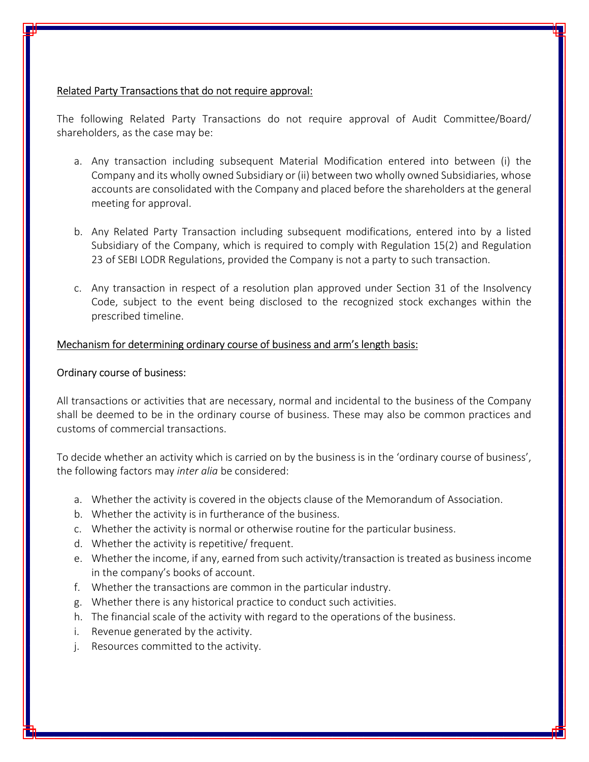Related Party Transactions that do not require approval:

The following Related Party Transactions do not require approval of Audit Committee/Board/ shareholders, as the case may be:

a. Any transaction including subsequent Material Modification entered into between (i) the Company and its wholly owned Subsidiary or (ii) between two wholly owned Subsidiaries, whose accounts are consolidated with the Company and placed before the shareholders at the general meeting for approval.

b. Any Related Party Transaction including subsequent modifications, entered into by a listed Subsidiary of the Company, which is required to comply with Regulation 15(2) and Regulation 23 of SEBI LODR Regulations, provided the Company is not a party to such transaction.

c. Any transaction in respect of a resolution plan approved under Section 31 of the Insolvency Code, subject to the event being disclosed to the recognized stock exchanges within the prescribed timeline.

Mechanism for determining ordinary course of business and arm's length basis:

Ordinary course of business:

All transactions or activities that are necessary, normal and incidental to the business of the Company shall be deemed to be in the ordinary course of business. These may also be common practices and customs of commercial transactions.

To decide whether an activity which is carried on by the business is in the 'ordinary course of business', the following factors may *inter alia* be considered:

a. Whether the activity is covered in the objects clause of the Memorandum of Association.
b. Whether the activity is in furtherance of the business.
c. Whether the activity is normal or otherwise routine for the particular business.
d. Whether the activity is repetitive/ frequent.
e. Whether the income, if any, earned from such activity/transaction is treated as business income in the company's books of account.
f. Whether the transactions are common in the particular industry.
g. Whether there is any historical practice to conduct such activities.
h. The financial scale of the activity with regard to the operations of the business.
i. Revenue generated by the activity.
j. Resources committed to the activity.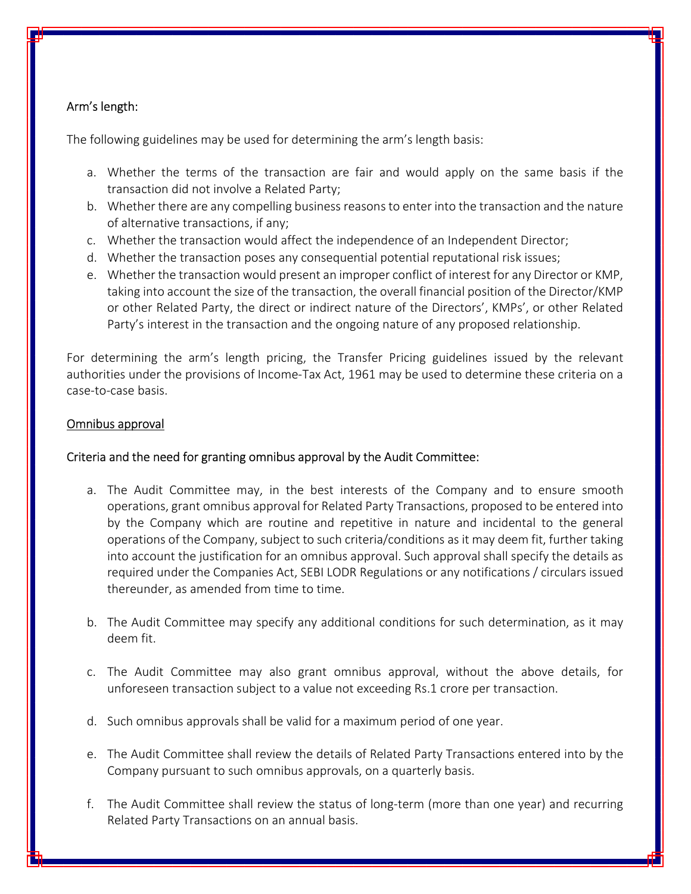### Arm's length:

The following guidelines may be used for determining the arm's length basis:

a. Whether the terms of the transaction are fair and would apply on the same basis if the transaction did not involve a Related Party;
b. Whether there are any compelling business reasons to enter into the transaction and the nature of alternative transactions, if any;
c. Whether the transaction would affect the independence of an Independent Director;
d. Whether the transaction poses any consequential potential reputational risk issues;
e. Whether the transaction would present an improper conflict of interest for any Director or KMP, taking into account the size of the transaction, the overall financial position of the Director/KMP or other Related Party, the direct or indirect nature of the Directors', KMPs', or other Related Party's interest in the transaction and the ongoing nature of any proposed relationship.

For determining the arm's length pricing, the Transfer Pricing guidelines issued by the relevant authorities under the provisions of Income-Tax Act, 1961 may be used to determine these criteria on a case-to-case basis.

## Omnibus approval

### Criteria and the need for granting omnibus approval by the Audit Committee:

a. The Audit Committee may, in the best interests of the Company and to ensure smooth operations, grant omnibus approval for Related Party Transactions, proposed to be entered into by the Company which are routine and repetitive in nature and incidental to the general operations of the Company, subject to such criteria/conditions as it may deem fit, further taking into account the justification for an omnibus approval. Such approval shall specify the details as required under the Companies Act, SEBI LODR Regulations or any notifications / circulars issued thereunder, as amended from time to time.

b. The Audit Committee may specify any additional conditions for such determination, as it may deem fit.

c. The Audit Committee may also grant omnibus approval, without the above details, for unforeseen transaction subject to a value not exceeding Rs.1 crore per transaction.

d. Such omnibus approvals shall be valid for a maximum period of one year.

e. The Audit Committee shall review the details of Related Party Transactions entered into by the Company pursuant to such omnibus approvals, on a quarterly basis.

f. The Audit Committee shall review the status of long-term (more than one year) and recurring Related Party Transactions on an annual basis.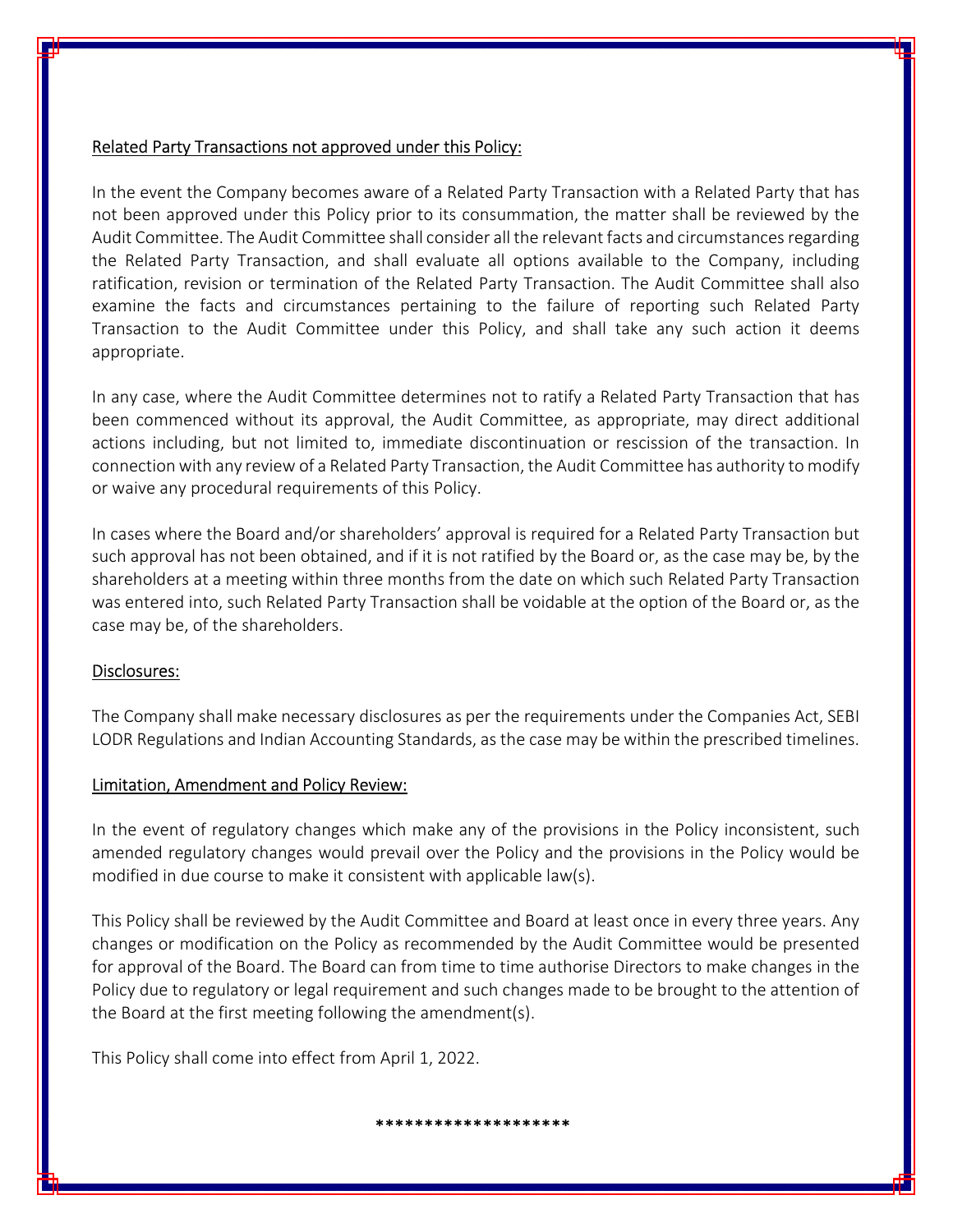<u>Related Party Transactions not approved under this Policy:</u>

In the event the Company becomes aware of a Related Party Transaction with a Related Party that has not been approved under this Policy prior to its consummation, the matter shall be reviewed by the Audit Committee. The Audit Committee shall consider all the relevant facts and circumstances regarding the Related Party Transaction, and shall evaluate all options available to the Company, including ratification, revision or termination of the Related Party Transaction. The Audit Committee shall also examine the facts and circumstances pertaining to the failure of reporting such Related Party Transaction to the Audit Committee under this Policy, and shall take any such action it deems appropriate.

In any case, where the Audit Committee determines not to ratify a Related Party Transaction that has been commenced without its approval, the Audit Committee, as appropriate, may direct additional actions including, but not limited to, immediate discontinuation or rescission of the transaction. In connection with any review of a Related Party Transaction, the Audit Committee has authority to modify or waive any procedural requirements of this Policy.

In cases where the Board and/or shareholders' approval is required for a Related Party Transaction but such approval has not been obtained, and if it is not ratified by the Board or, as the case may be, by the shareholders at a meeting within three months from the date on which such Related Party Transaction was entered into, such Related Party Transaction shall be voidable at the option of the Board or, as the case may be, of the shareholders.

<u>Disclosures:</u>

The Company shall make necessary disclosures as per the requirements under the Companies Act, SEBI LODR Regulations and Indian Accounting Standards, as the case may be within the prescribed timelines.

<u>Limitation, Amendment and Policy Review:</u>

In the event of regulatory changes which make any of the provisions in the Policy inconsistent, such amended regulatory changes would prevail over the Policy and the provisions in the Policy would be modified in due course to make it consistent with applicable law(s).

This Policy shall be reviewed by the Audit Committee and Board at least once in every three years. Any changes or modification on the Policy as recommended by the Audit Committee would be presented for approval of the Board. The Board can from time to time authorise Directors to make changes in the Policy due to regulatory or legal requirement and such changes made to be brought to the attention of the Board at the first meeting following the amendment(s).

This Policy shall come into effect from April 1, 2022.

********************